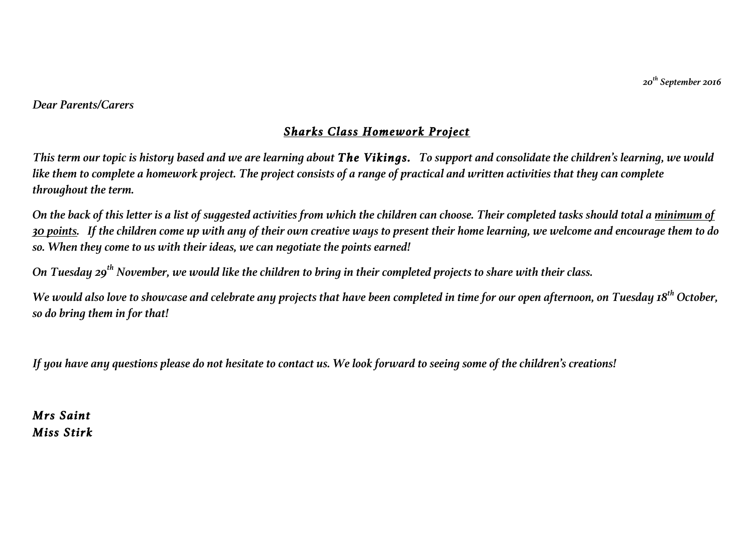*20th September 2016*

*Dear Parents/Carers*

## ***<u>Sharks Class Homework Project</u>***

*This term our topic is history based and we are learning about **The Vikings.** To support and consolidate the children's learning, we would like them to complete a homework project. The project consists of a range of practical and written activities that they can complete throughout the term.*

*On the back of this letter is a list of suggested activities from which the children can choose. Their completed tasks should total a <u>minimum of 30 points</u>. If the children come up with any of their own creative ways to present their home learning, we welcome and encourage them to do so. When they come to us with their ideas, we can negotiate the points earned!*

*On Tuesday 29th November, we would like the children to bring in their completed projects to share with their class.*

*We would also love to showcase and celebrate any projects that have been completed in time for our open afternoon, on Tuesday 18th October, so do bring them in for that!*

*If you have any questions please do not hesitate to contact us. We look forward to seeing some of the children's creations!*

***Mrs Saint***
***Miss Stirk***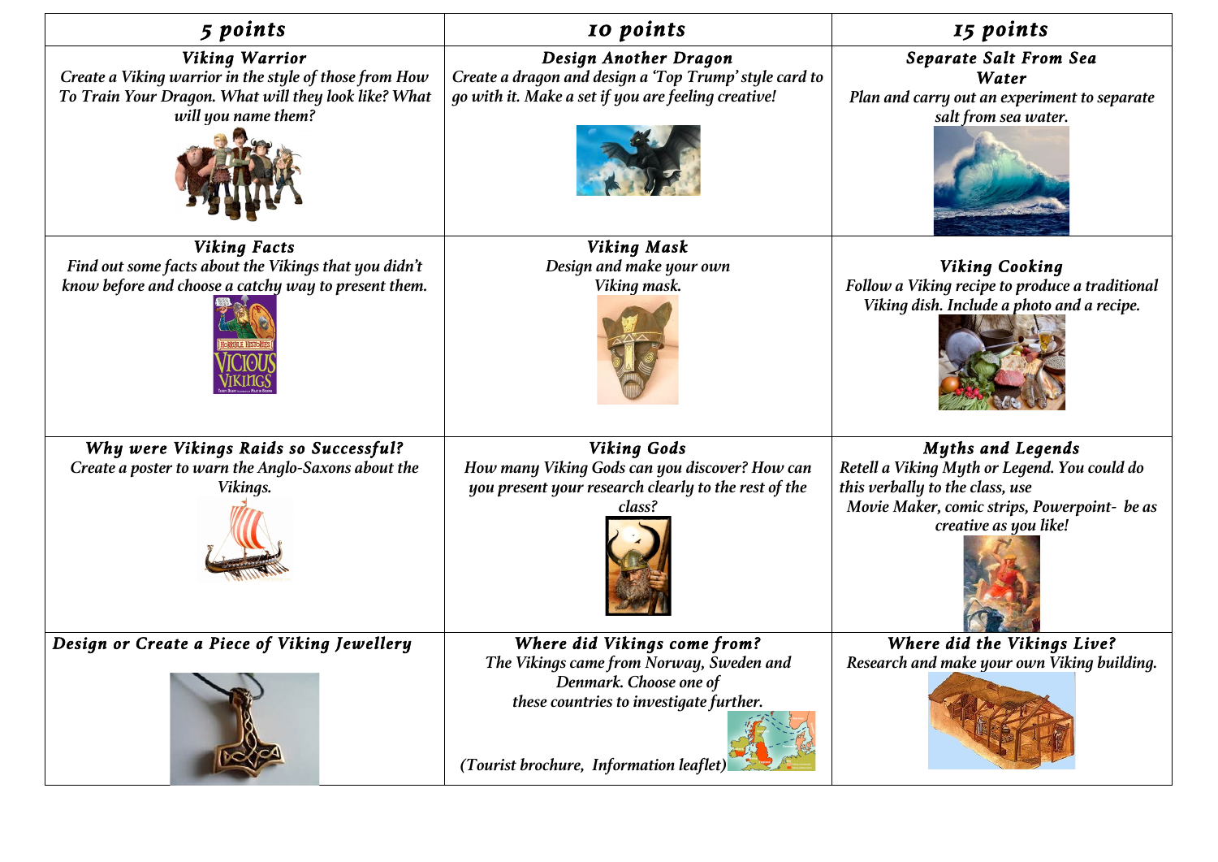| *5 points* | *10 points* | *15 points* |
|---|---|---|
| ***Viking Warrior*** *Create a Viking warrior in the style of those from How To Train Your Dragon. What will they look like? What will you name them?* | ***Design Another Dragon*** *Create a dragon and design a 'Top Trump' style card to go with it. Make a set if you are feeling creative!* | ***Separate Salt From Sea Water*** *Plan and carry out an experiment to separate salt from sea water.* |
| ***Viking Facts*** *Find out some facts about the Vikings that you didn't know before and choose a catchy way to present them.* | ***Viking Mask*** *Design and make your own Viking mask.* | ***Viking Cooking*** *Follow a Viking recipe to produce a traditional Viking dish. Include a photo and a recipe.* |
| ***Why were Vikings Raids so Successful?*** *Create a poster to warn the Anglo-Saxons about the Vikings.* | ***Viking Gods*** *How many Viking Gods can you discover? How can you present your research clearly to the rest of the class?* | ***Myths and Legends*** *Retell a Viking Myth or Legend. You could do this verbally to the class, use Movie Maker, comic strips, Powerpoint- be as creative as you like!* |
| ***Design or Create a Piece of Viking Jewellery*** | ***Where did Vikings come from?*** *The Vikings came from Norway, Sweden and Denmark. Choose one of these countries to investigate further.* *(Tourist brochure, Information leaflet)* | ***Where did the Vikings Live?*** *Research and make your own Viking building.* |